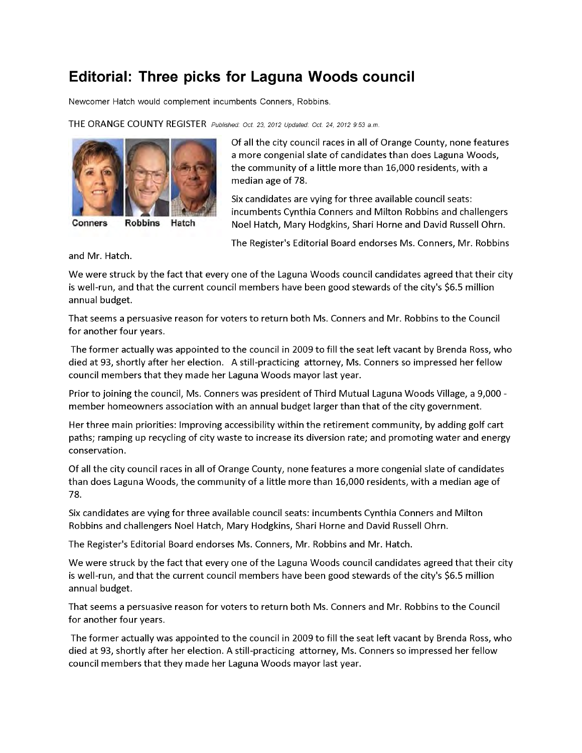# Editorial: Three picks for Laguna Woods council

Newcomer Hatch would complement incumbents Conners, Robbins.

THE ORANGE COUNTY REGISTER *Published: Oct. 23, 2012 Updated: Oct. 24, 2012 9:53 a.m.*

Conners Robbins Hatch

Of all the city council races in all of Orange County, none features a more congenial slate of candidates than does Laguna Woods, the community of a little more than 16,000 residents, with a median age of 78.

Six candidates are vying for three available council seats: incumbents Cynthia Conners and Milton Robbins and challengers Noel Hatch, Mary Hodgkins, Shari Horne and David Russell Ohrn.

The Register's Editorial Board endorses Ms. Conners, Mr. Robbins and Mr. Hatch.

We were struck by the fact that every one of the Laguna Woods council candidates agreed that their city is well-run, and that the current council members have been good stewards of the city's $6.5 million annual budget.

That seems a persuasive reason for voters to return both Ms. Conners and Mr. Robbins to the Council for another four years.

The former actually was appointed to the council in 2009 to fill the seat left vacant by Brenda Ross, who died at 93, shortly after her election. A still-practicing attorney, Ms. Conners so impressed her fellow council members that they made her Laguna Woods mayor last year.

Prior to joining the council, Ms. Conners was president of Third Mutual Laguna Woods Village, a 9,000 - member homeowners association with an annual budget larger than that of the city government.

Her three main priorities: Improving accessibility within the retirement community, by adding golf cart paths; ramping up recycling of city waste to increase its diversion rate; and promoting water and energy conservation.

Of all the city council races in all of Orange County, none features a more congenial slate of candidates than does Laguna Woods, the community of a little more than 16,000 residents, with a median age of 78.

Six candidates are vying for three available council seats: incumbents Cynthia Conners and Milton Robbins and challengers Noel Hatch, Mary Hodgkins, Shari Horne and David Russell Ohrn.

The Register's Editorial Board endorses Ms. Conners, Mr. Robbins and Mr. Hatch.

We were struck by the fact that every one of the Laguna Woods council candidates agreed that their city is well-run, and that the current council members have been good stewards of the city's $6.5 million annual budget.

That seems a persuasive reason for voters to return both Ms. Conners and Mr. Robbins to the Council for another four years.

The former actually was appointed to the council in 2009 to fill the seat left vacant by Brenda Ross, who died at 93, shortly after her election. A still-practicing attorney, Ms. Conners so impressed her fellow council members that they made her Laguna Woods mayor last year.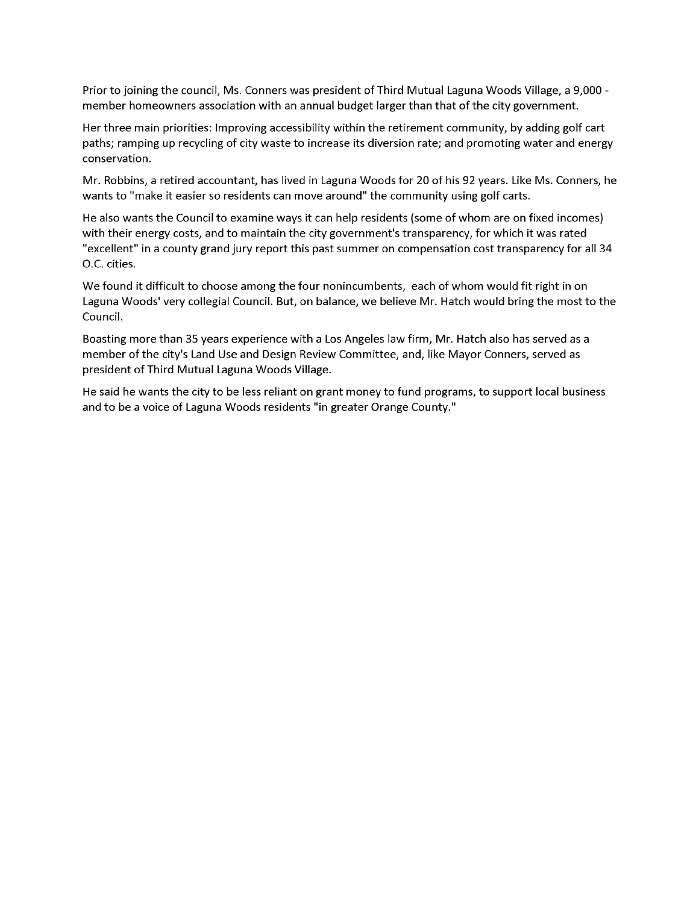Prior to joining the council, Ms. Conners was president of Third Mutual Laguna Woods Village, a 9,000 - member homeowners association with an annual budget larger than that of the city government.

Her three main priorities: Improving accessibility within the retirement community, by adding golf cart paths; ramping up recycling of city waste to increase its diversion rate; and promoting water and energy conservation.

Mr. Robbins, a retired accountant, has lived in Laguna Woods for 20 of his 92 years. Like Ms. Conners, he wants to "make it easier so residents can move around" the community using golf carts.

He also wants the Council to examine ways it can help residents (some of whom are on fixed incomes) with their energy costs, and to maintain the city government's transparency, for which it was rated "excellent" in a county grand jury report this past summer on compensation cost transparency for all 34 O.C. cities.

We found it difficult to choose among the four nonincumbents, each of whom would fit right in on Laguna Woods' very collegial Council. But, on balance, we believe Mr. Hatch would bring the most to the Council.

Boasting more than 35 years experience with a Los Angeles law firm, Mr. Hatch also has served as a member of the city's Land Use and Design Review Committee, and, like Mayor Conners, served as president of Third Mutual Laguna Woods Village.

He said he wants the city to be less reliant on grant money to fund programs, to support local business and to be a voice of Laguna Woods residents "in greater Orange County."